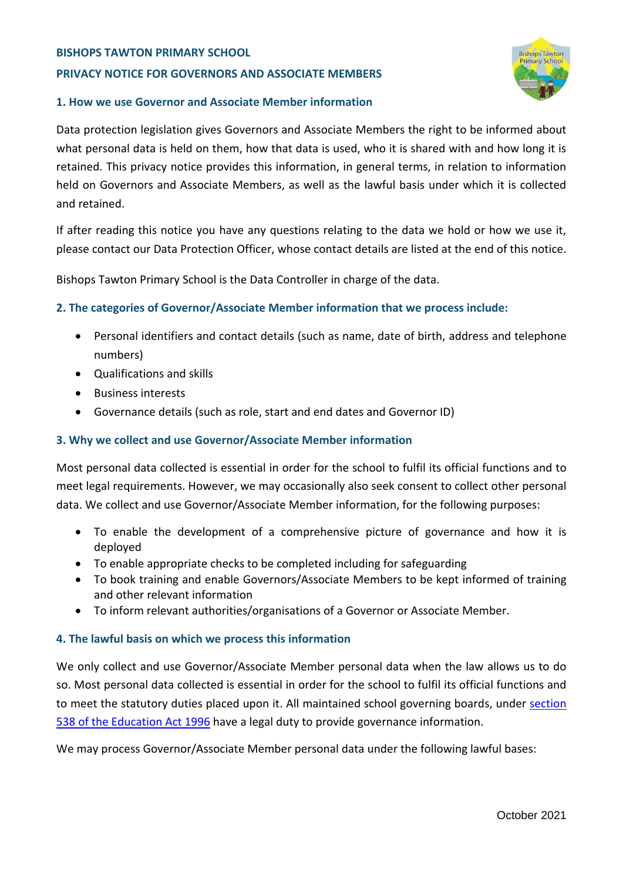# BISHOPS TAWTON PRIMARY SCHOOL

## PRIVACY NOTICE FOR GOVERNORS AND ASSOCIATE MEMBERS

### 1. How we use Governor and Associate Member information

Data protection legislation gives Governors and Associate Members the right to be informed about what personal data is held on them, how that data is used, who it is shared with and how long it is retained. This privacy notice provides this information, in general terms, in relation to information held on Governors and Associate Members, as well as the lawful basis under which it is collected and retained.

If after reading this notice you have any questions relating to the data we hold or how we use it, please contact our Data Protection Officer, whose contact details are listed at the end of this notice.

Bishops Tawton Primary School is the Data Controller in charge of the data.

### 2. The categories of Governor/Associate Member information that we process include:

- Personal identifiers and contact details (such as name, date of birth, address and telephone numbers)
- Qualifications and skills
- Business interests
- Governance details (such as role, start and end dates and Governor ID)

### 3. Why we collect and use Governor/Associate Member information

Most personal data collected is essential in order for the school to fulfil its official functions and to meet legal requirements. However, we may occasionally also seek consent to collect other personal data. We collect and use Governor/Associate Member information, for the following purposes:

- To enable the development of a comprehensive picture of governance and how it is deployed
- To enable appropriate checks to be completed including for safeguarding
- To book training and enable Governors/Associate Members to be kept informed of training and other relevant information
- To inform relevant authorities/organisations of a Governor or Associate Member.

### 4. The lawful basis on which we process this information

We only collect and use Governor/Associate Member personal data when the law allows us to do so. Most personal data collected is essential in order for the school to fulfil its official functions and to meet the statutory duties placed upon it. All maintained school governing boards, under section 538 of the Education Act 1996 have a legal duty to provide governance information.

We may process Governor/Associate Member personal data under the following lawful bases: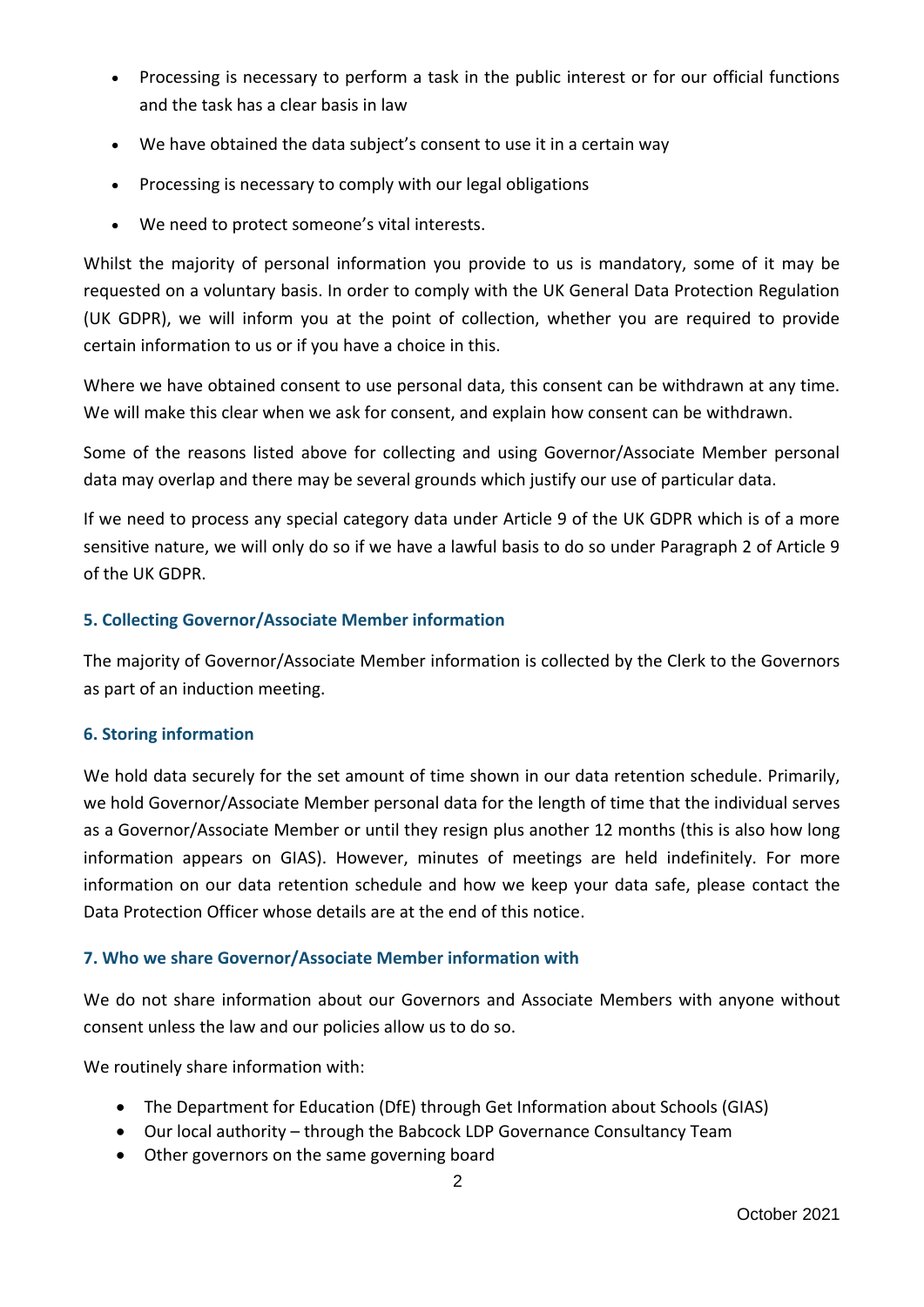- Processing is necessary to perform a task in the public interest or for our official functions and the task has a clear basis in law
- We have obtained the data subject's consent to use it in a certain way
- Processing is necessary to comply with our legal obligations
- We need to protect someone's vital interests.

Whilst the majority of personal information you provide to us is mandatory, some of it may be requested on a voluntary basis. In order to comply with the UK General Data Protection Regulation (UK GDPR), we will inform you at the point of collection, whether you are required to provide certain information to us or if you have a choice in this.

Where we have obtained consent to use personal data, this consent can be withdrawn at any time. We will make this clear when we ask for consent, and explain how consent can be withdrawn.

Some of the reasons listed above for collecting and using Governor/Associate Member personal data may overlap and there may be several grounds which justify our use of particular data.

If we need to process any special category data under Article 9 of the UK GDPR which is of a more sensitive nature, we will only do so if we have a lawful basis to do so under Paragraph 2 of Article 9 of the UK GDPR.

### 5. Collecting Governor/Associate Member information

The majority of Governor/Associate Member information is collected by the Clerk to the Governors as part of an induction meeting.

### 6. Storing information

We hold data securely for the set amount of time shown in our data retention schedule. Primarily, we hold Governor/Associate Member personal data for the length of time that the individual serves as a Governor/Associate Member or until they resign plus another 12 months (this is also how long information appears on GIAS). However, minutes of meetings are held indefinitely. For more information on our data retention schedule and how we keep your data safe, please contact the Data Protection Officer whose details are at the end of this notice.

### 7. Who we share Governor/Associate Member information with

We do not share information about our Governors and Associate Members with anyone without consent unless the law and our policies allow us to do so.

We routinely share information with:

- The Department for Education (DfE) through Get Information about Schools (GIAS)
- Our local authority – through the Babcock LDP Governance Consultancy Team
- Other governors on the same governing board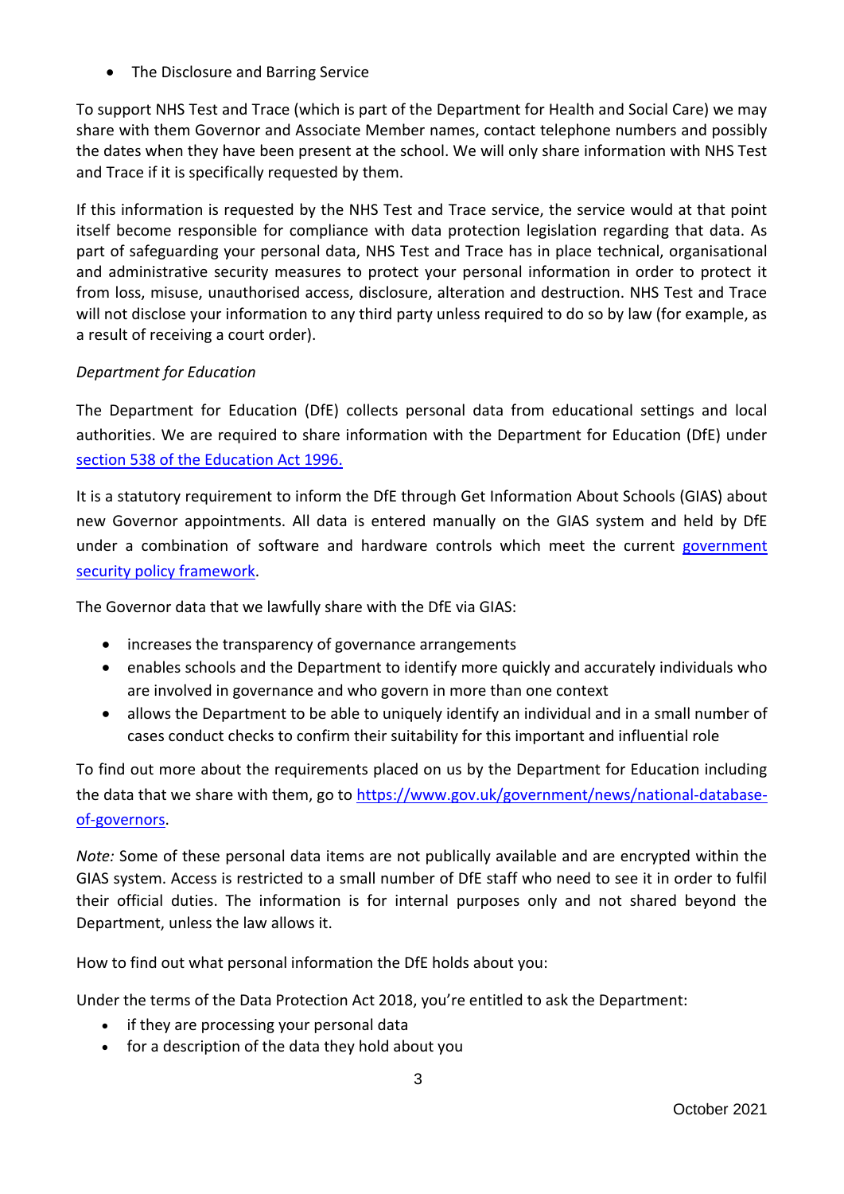- The Disclosure and Barring Service

To support NHS Test and Trace (which is part of the Department for Health and Social Care) we may share with them Governor and Associate Member names, contact telephone numbers and possibly the dates when they have been present at the school. We will only share information with NHS Test and Trace if it is specifically requested by them.

If this information is requested by the NHS Test and Trace service, the service would at that point itself become responsible for compliance with data protection legislation regarding that data. As part of safeguarding your personal data, NHS Test and Trace has in place technical, organisational and administrative security measures to protect your personal information in order to protect it from loss, misuse, unauthorised access, disclosure, alteration and destruction. NHS Test and Trace will not disclose your information to any third party unless required to do so by law (for example, as a result of receiving a court order).

*Department for Education*

The Department for Education (DfE) collects personal data from educational settings and local authorities. We are required to share information with the Department for Education (DfE) under [section 538 of the Education Act 1996.]()

It is a statutory requirement to inform the DfE through Get Information About Schools (GIAS) about new Governor appointments. All data is entered manually on the GIAS system and held by DfE under a combination of software and hardware controls which meet the current [government security policy framework]().

The Governor data that we lawfully share with the DfE via GIAS:

- increases the transparency of governance arrangements
- enables schools and the Department to identify more quickly and accurately individuals who are involved in governance and who govern in more than one context
- allows the Department to be able to uniquely identify an individual and in a small number of cases conduct checks to confirm their suitability for this important and influential role

To find out more about the requirements placed on us by the Department for Education including the data that we share with them, go to [https://www.gov.uk/government/news/national-database-of-governors](https://www.gov.uk/government/news/national-database-of-governors).

*Note:* Some of these personal data items are not publically available and are encrypted within the GIAS system. Access is restricted to a small number of DfE staff who need to see it in order to fulfil their official duties. The information is for internal purposes only and not shared beyond the Department, unless the law allows it.

How to find out what personal information the DfE holds about you:

Under the terms of the Data Protection Act 2018, you're entitled to ask the Department:

- if they are processing your personal data
- for a description of the data they hold about you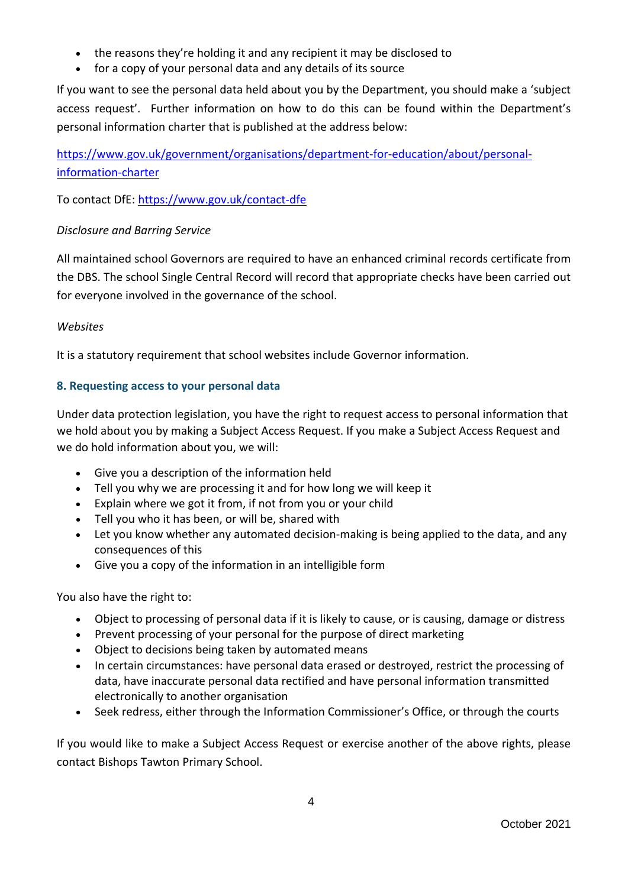- the reasons they're holding it and any recipient it may be disclosed to
- for a copy of your personal data and any details of its source

If you want to see the personal data held about you by the Department, you should make a 'subject access request'. Further information on how to do this can be found within the Department's personal information charter that is published at the address below:

[https://www.gov.uk/government/organisations/department-for-education/about/personal-information-charter](https://www.gov.uk/government/organisations/department-for-education/about/personal-information-charter)

To contact DfE: [https://www.gov.uk/contact-dfe](https://www.gov.uk/contact-dfe)

*Disclosure and Barring Service*

All maintained school Governors are required to have an enhanced criminal records certificate from the DBS. The school Single Central Record will record that appropriate checks have been carried out for everyone involved in the governance of the school.

*Websites*

It is a statutory requirement that school websites include Governor information.

### 8. Requesting access to your personal data

Under data protection legislation, you have the right to request access to personal information that we hold about you by making a Subject Access Request. If you make a Subject Access Request and we do hold information about you, we will:

- Give you a description of the information held
- Tell you why we are processing it and for how long we will keep it
- Explain where we got it from, if not from you or your child
- Tell you who it has been, or will be, shared with
- Let you know whether any automated decision-making is being applied to the data, and any consequences of this
- Give you a copy of the information in an intelligible form

You also have the right to:

- Object to processing of personal data if it is likely to cause, or is causing, damage or distress
- Prevent processing of your personal for the purpose of direct marketing
- Object to decisions being taken by automated means
- In certain circumstances: have personal data erased or destroyed, restrict the processing of data, have inaccurate personal data rectified and have personal information transmitted electronically to another organisation
- Seek redress, either through the Information Commissioner's Office, or through the courts

If you would like to make a Subject Access Request or exercise another of the above rights, please contact Bishops Tawton Primary School.

October 2021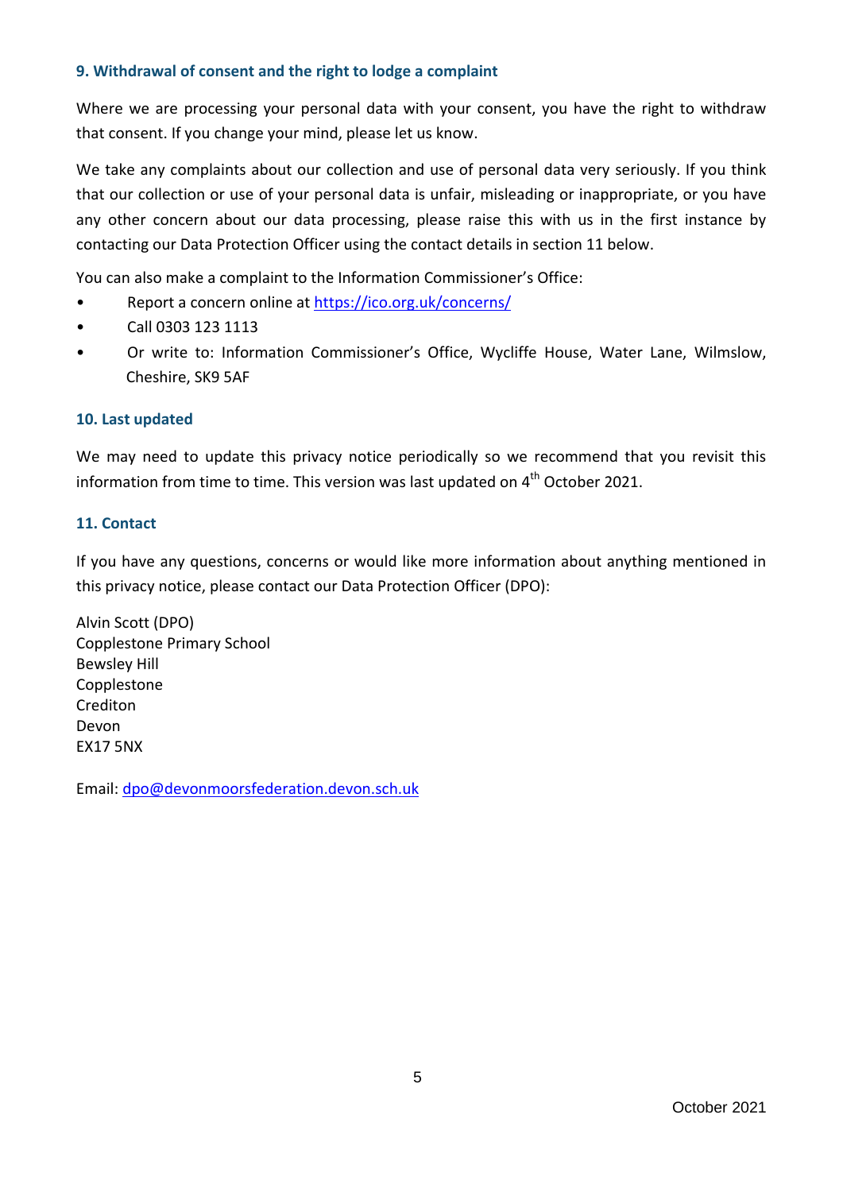### 9. Withdrawal of consent and the right to lodge a complaint

Where we are processing your personal data with your consent, you have the right to withdraw that consent. If you change your mind, please let us know.

We take any complaints about our collection and use of personal data very seriously. If you think that our collection or use of your personal data is unfair, misleading or inappropriate, or you have any other concern about our data processing, please raise this with us in the first instance by contacting our Data Protection Officer using the contact details in section 11 below.

You can also make a complaint to the Information Commissioner's Office:

- Report a concern online at https://ico.org.uk/concerns/
- Call 0303 123 1113
- Or write to: Information Commissioner's Office, Wycliffe House, Water Lane, Wilmslow, Cheshire, SK9 5AF

### 10. Last updated

We may need to update this privacy notice periodically so we recommend that you revisit this information from time to time. This version was last updated on 4th October 2021.

### 11. Contact

If you have any questions, concerns or would like more information about anything mentioned in this privacy notice, please contact our Data Protection Officer (DPO):

Alvin Scott (DPO)
Copplestone Primary School
Bewsley Hill
Copplestone
Crediton
Devon
EX17 5NX

Email: dpo@devonmoorsfederation.devon.sch.uk